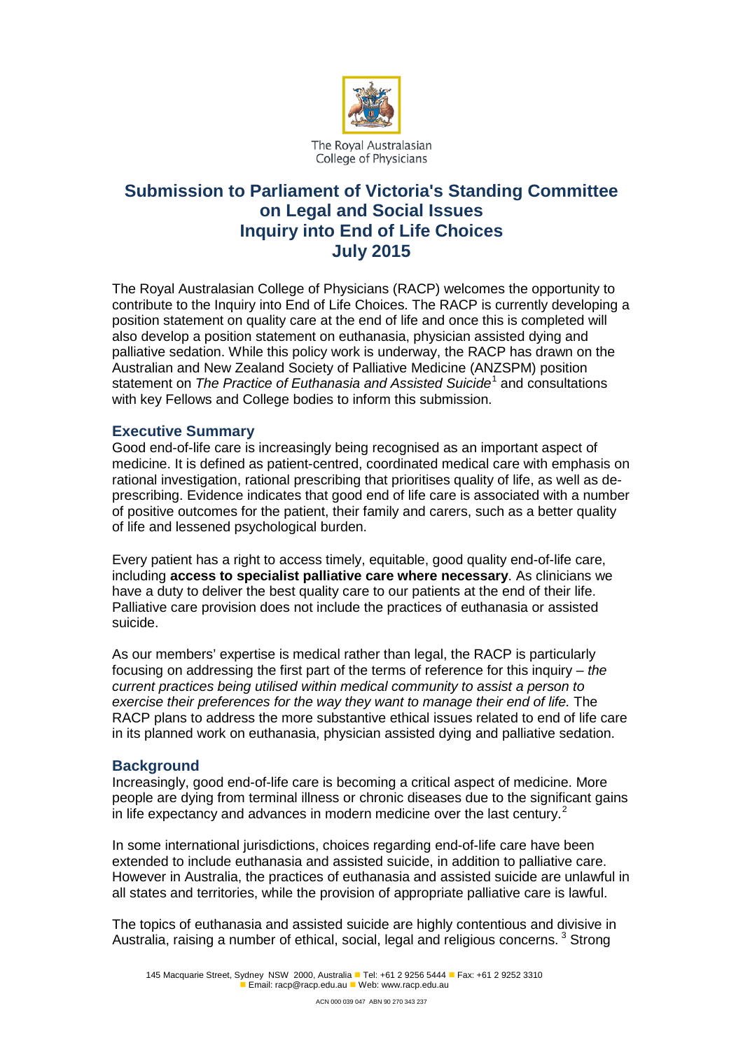The Royal Australasian College of Physicians

# Submission to Parliament of Victoria's Standing Committee on Legal and Social Issues Inquiry into End of Life Choices July 2015

The Royal Australasian College of Physicians (RACP) welcomes the opportunity to contribute to the Inquiry into End of Life Choices. The RACP is currently developing a position statement on quality care at the end of life and once this is completed will also develop a position statement on euthanasia, physician assisted dying and palliative sedation. While this policy work is underway, the RACP has drawn on the Australian and New Zealand Society of Palliative Medicine (ANZSPM) position statement on *The Practice of Euthanasia and Assisted Suicide*[1] and consultations with key Fellows and College bodies to inform this submission.

## Executive Summary

Good end-of-life care is increasingly being recognised as an important aspect of medicine. It is defined as patient-centred, coordinated medical care with emphasis on rational investigation, rational prescribing that prioritises quality of life, as well as de-prescribing. Evidence indicates that good end of life care is associated with a number of positive outcomes for the patient, their family and carers, such as a better quality of life and lessened psychological burden.

Every patient has a right to access timely, equitable, good quality end-of-life care, including **access to specialist palliative care where necessary**. As clinicians we have a duty to deliver the best quality care to our patients at the end of their life. Palliative care provision does not include the practices of euthanasia or assisted suicide.

As our members' expertise is medical rather than legal, the RACP is particularly focusing on addressing the first part of the terms of reference for this inquiry – *the current practices being utilised within medical community to assist a person to exercise their preferences for the way they want to manage their end of life.* The RACP plans to address the more substantive ethical issues related to end of life care in its planned work on euthanasia, physician assisted dying and palliative sedation.

## Background

Increasingly, good end-of-life care is becoming a critical aspect of medicine. More people are dying from terminal illness or chronic diseases due to the significant gains in life expectancy and advances in modern medicine over the last century.[2]

In some international jurisdictions, choices regarding end-of-life care have been extended to include euthanasia and assisted suicide, in addition to palliative care. However in Australia, the practices of euthanasia and assisted suicide are unlawful in all states and territories, while the provision of appropriate palliative care is lawful.

The topics of euthanasia and assisted suicide are highly contentious and divisive in Australia, raising a number of ethical, social, legal and religious concerns.[3] Strong

145 Macquarie Street, Sydney NSW 2000, Australia ■ Tel: +61 2 9256 5444 ■ Fax: +61 2 9252 3310 ■ Email: racp@racp.edu.au ■ Web: www.racp.edu.au

ACN 000 039 047 ABN 90 270 343 237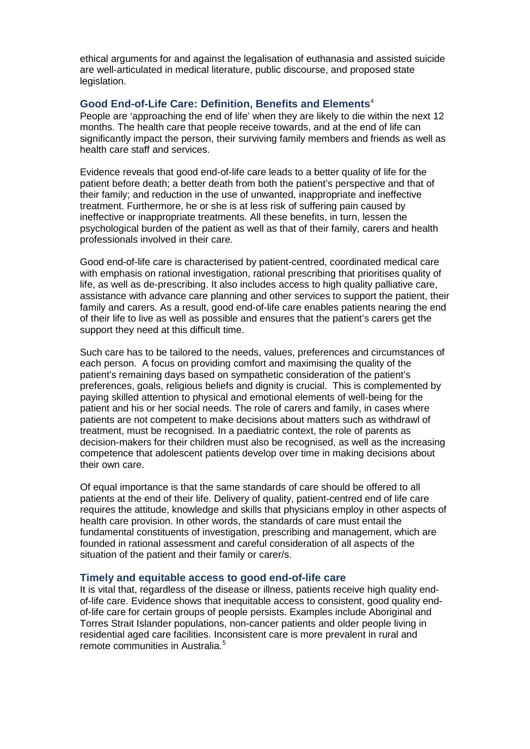ethical arguments for and against the legalisation of euthanasia and assisted suicide are well-articulated in medical literature, public discourse, and proposed state legislation.

## Good End-of-Life Care: Definition, Benefits and Elements[4]

People are 'approaching the end of life' when they are likely to die within the next 12 months. The health care that people receive towards, and at the end of life can significantly impact the person, their surviving family members and friends as well as health care staff and services.

Evidence reveals that good end-of-life care leads to a better quality of life for the patient before death; a better death from both the patient's perspective and that of their family; and reduction in the use of unwanted, inappropriate and ineffective treatment. Furthermore, he or she is at less risk of suffering pain caused by ineffective or inappropriate treatments. All these benefits, in turn, lessen the psychological burden of the patient as well as that of their family, carers and health professionals involved in their care.

Good end-of-life care is characterised by patient-centred, coordinated medical care with emphasis on rational investigation, rational prescribing that prioritises quality of life, as well as de-prescribing. It also includes access to high quality palliative care, assistance with advance care planning and other services to support the patient, their family and carers. As a result, good end-of-life care enables patients nearing the end of their life to live as well as possible and ensures that the patient's carers get the support they need at this difficult time.

Such care has to be tailored to the needs, values, preferences and circumstances of each person. A focus on providing comfort and maximising the quality of the patient's remaining days based on sympathetic consideration of the patient's preferences, goals, religious beliefs and dignity is crucial. This is complemented by paying skilled attention to physical and emotional elements of well-being for the patient and his or her social needs. The role of carers and family, in cases where patients are not competent to make decisions about matters such as withdrawl of treatment, must be recognised. In a paediatric context, the role of parents as decision-makers for their children must also be recognised, as well as the increasing competence that adolescent patients develop over time in making decisions about their own care.

Of equal importance is that the same standards of care should be offered to all patients at the end of their life. Delivery of quality, patient-centred end of life care requires the attitude, knowledge and skills that physicians employ in other aspects of health care provision. In other words, the standards of care must entail the fundamental constituents of investigation, prescribing and management, which are founded in rational assessment and careful consideration of all aspects of the situation of the patient and their family or carer/s.

## Timely and equitable access to good end-of-life care

It is vital that, regardless of the disease or illness, patients receive high quality end-of-life care. Evidence shows that inequitable access to consistent, good quality end-of-life care for certain groups of people persists. Examples include Aboriginal and Torres Strait Islander populations, non-cancer patients and older people living in residential aged care facilities. Inconsistent care is more prevalent in rural and remote communities in Australia.[5]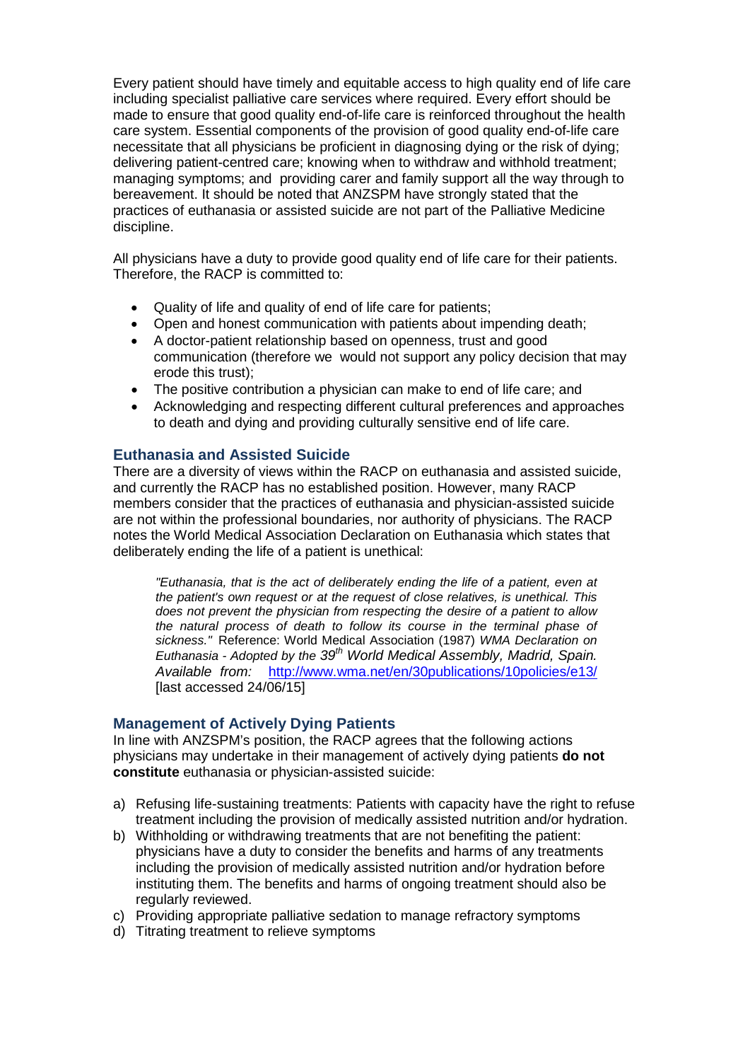Every patient should have timely and equitable access to high quality end of life care including specialist palliative care services where required. Every effort should be made to ensure that good quality end-of-life care is reinforced throughout the health care system. Essential components of the provision of good quality end-of-life care necessitate that all physicians be proficient in diagnosing dying or the risk of dying; delivering patient-centred care; knowing when to withdraw and withhold treatment; managing symptoms; and providing carer and family support all the way through to bereavement. It should be noted that ANZSPM have strongly stated that the practices of euthanasia or assisted suicide are not part of the Palliative Medicine discipline.

All physicians have a duty to provide good quality end of life care for their patients. Therefore, the RACP is committed to:

- Quality of life and quality of end of life care for patients;
- Open and honest communication with patients about impending death;
- A doctor-patient relationship based on openness, trust and good communication (therefore we would not support any policy decision that may erode this trust);
- The positive contribution a physician can make to end of life care; and
- Acknowledging and respecting different cultural preferences and approaches to death and dying and providing culturally sensitive end of life care.

## Euthanasia and Assisted Suicide

There are a diversity of views within the RACP on euthanasia and assisted suicide, and currently the RACP has no established position. However, many RACP members consider that the practices of euthanasia and physician-assisted suicide are not within the professional boundaries, nor authority of physicians. The RACP notes the World Medical Association Declaration on Euthanasia which states that deliberately ending the life of a patient is unethical:

> *"Euthanasia, that is the act of deliberately ending the life of a patient, even at the patient's own request or at the request of close relatives, is unethical. This does not prevent the physician from respecting the desire of a patient to allow the natural process of death to follow its course in the terminal phase of sickness."* Reference: World Medical Association (1987) *WMA Declaration on Euthanasia - Adopted by the 39th World Medical Assembly, Madrid, Spain. Available from:* http://www.wma.net/en/30publications/10policies/e13/ [last accessed 24/06/15]

## Management of Actively Dying Patients

In line with ANZSPM's position, the RACP agrees that the following actions physicians may undertake in their management of actively dying patients **do not constitute** euthanasia or physician-assisted suicide:

a) Refusing life-sustaining treatments: Patients with capacity have the right to refuse treatment including the provision of medically assisted nutrition and/or hydration.
b) Withholding or withdrawing treatments that are not benefiting the patient: physicians have a duty to consider the benefits and harms of any treatments including the provision of medically assisted nutrition and/or hydration before instituting them. The benefits and harms of ongoing treatment should also be regularly reviewed.
c) Providing appropriate palliative sedation to manage refractory symptoms
d) Titrating treatment to relieve symptoms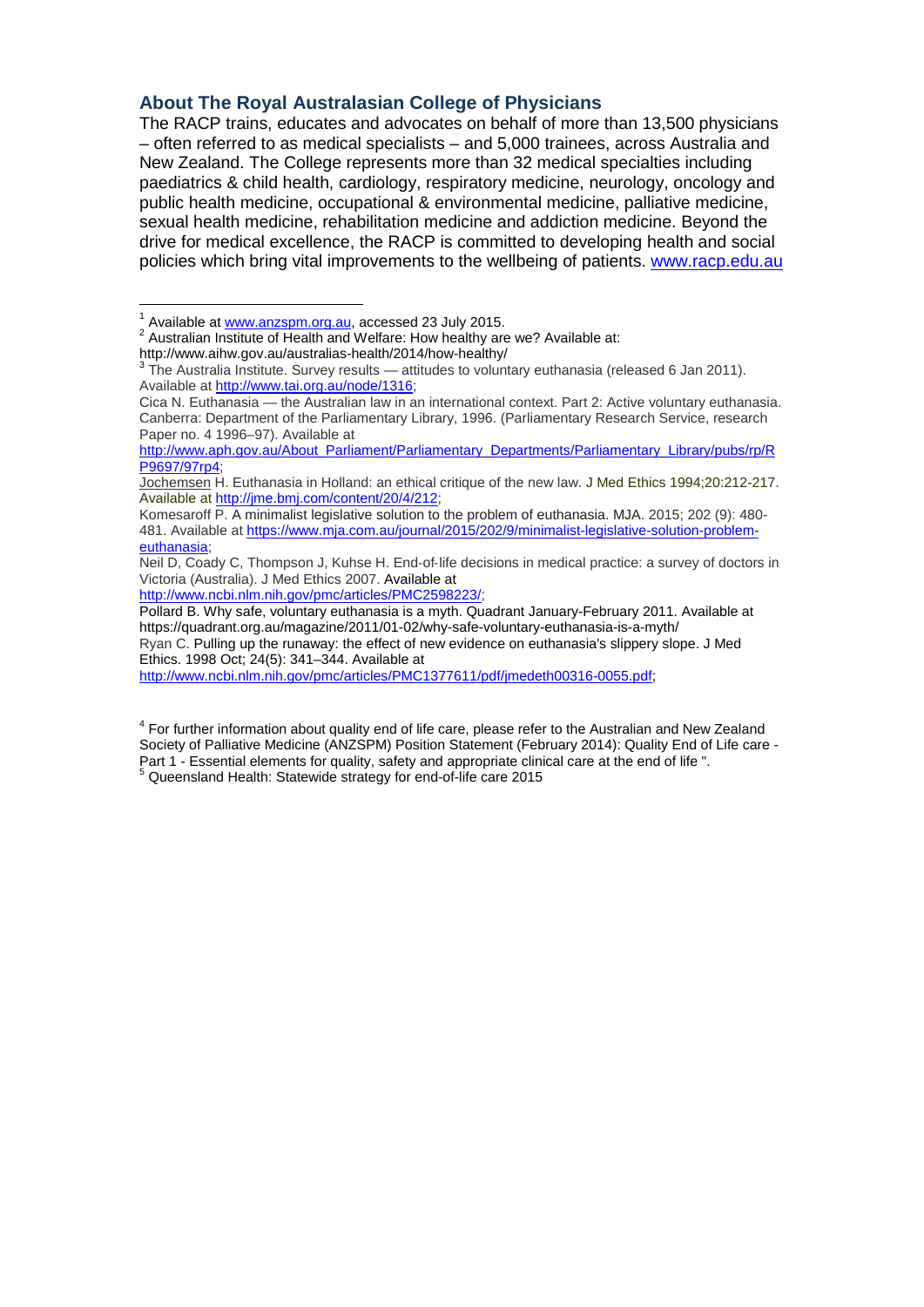### About The Royal Australasian College of Physicians

The RACP trains, educates and advocates on behalf of more than 13,500 physicians – often referred to as medical specialists – and 5,000 trainees, across Australia and New Zealand. The College represents more than 32 medical specialties including paediatrics & child health, cardiology, respiratory medicine, neurology, oncology and public health medicine, occupational & environmental medicine, palliative medicine, sexual health medicine, rehabilitation medicine and addiction medicine. Beyond the drive for medical excellence, the RACP is committed to developing health and social policies which bring vital improvements to the wellbeing of patients. www.racp.edu.au

---

[1] Available at www.anzspm.org.au, accessed 23 July 2015.

[2] Australian Institute of Health and Welfare: How healthy are we? Available at: http://www.aihw.gov.au/australias-health/2014/how-healthy/

[3] The Australia Institute. Survey results — attitudes to voluntary euthanasia (released 6 Jan 2011). Available at http://www.tai.org.au/node/1316;

Cica N. Euthanasia — the Australian law in an international context. Part 2: Active voluntary euthanasia. Canberra: Department of the Parliamentary Library, 1996. (Parliamentary Research Service, research Paper no. 4 1996–97). Available at http://www.aph.gov.au/About_Parliament/Parliamentary_Departments/Parliamentary_Library/pubs/rp/RP9697/97rp4;

Jochemsen H. Euthanasia in Holland: an ethical critique of the new law. J Med Ethics 1994;20:212-217. Available at http://jme.bmj.com/content/20/4/212;

Komesaroff P. A minimalist legislative solution to the problem of euthanasia. MJA. 2015; 202 (9): 480-481. Available at https://www.mja.com.au/journal/2015/202/9/minimalist-legislative-solution-problem-euthanasia;

Neil D, Coady C, Thompson J, Kuhse H. End-of-life decisions in medical practice: a survey of doctors in Victoria (Australia). J Med Ethics 2007. Available at http://www.ncbi.nlm.nih.gov/pmc/articles/PMC2598223/;

Pollard B. Why safe, voluntary euthanasia is a myth. Quadrant January-February 2011. Available at https://quadrant.org.au/magazine/2011/01-02/why-safe-voluntary-euthanasia-is-a-myth/

Ryan C. Pulling up the runaway: the effect of new evidence on euthanasia's slippery slope. J Med Ethics. 1998 Oct; 24(5): 341–344. Available at http://www.ncbi.nlm.nih.gov/pmc/articles/PMC1377611/pdf/jmedeth00316-0055.pdf;

[4] For further information about quality end of life care, please refer to the Australian and New Zealand Society of Palliative Medicine (ANZSPM) Position Statement (February 2014): Quality End of Life care - Part 1 - Essential elements for quality, safety and appropriate clinical care at the end of life ".

[5] Queensland Health: Statewide strategy for end-of-life care 2015